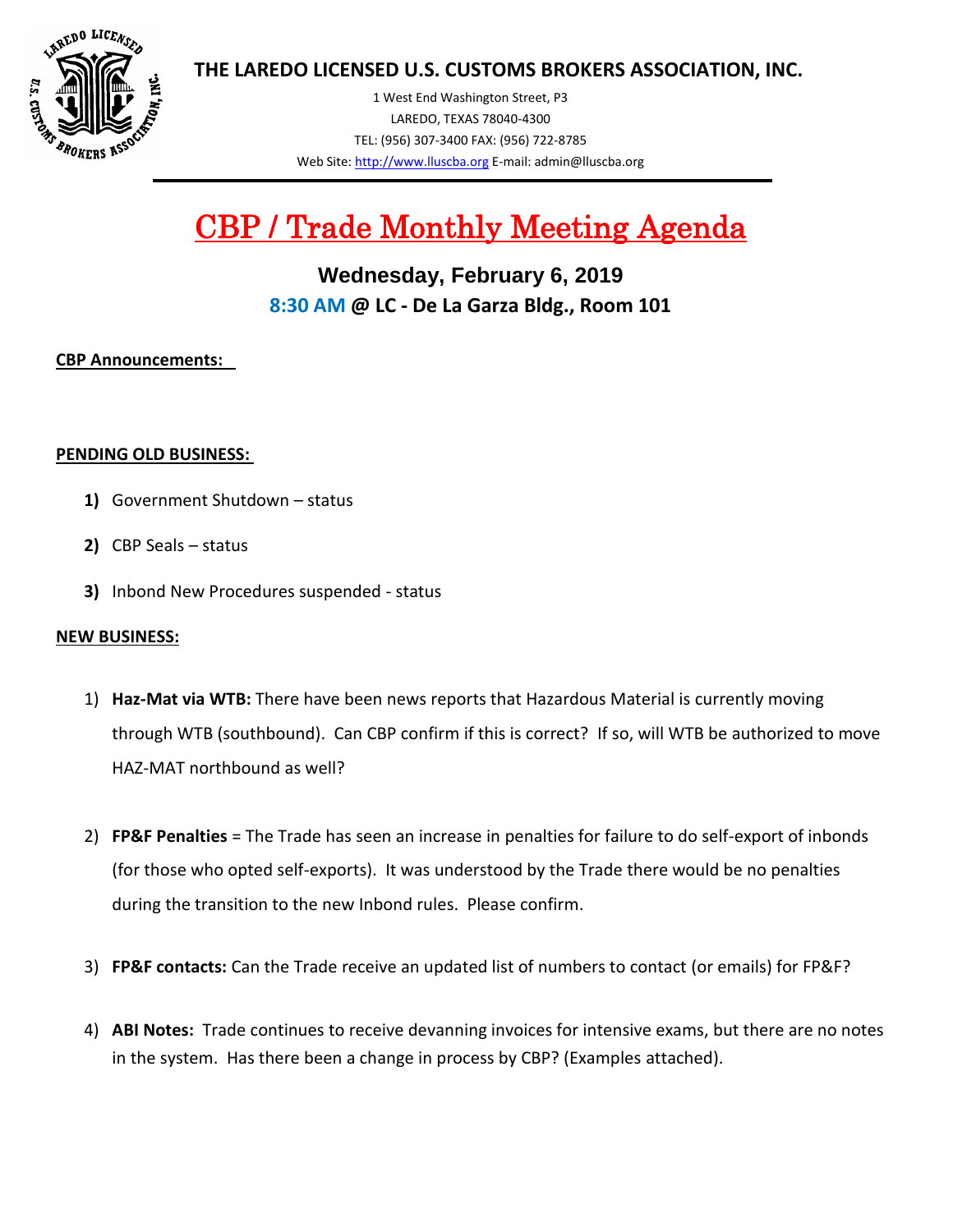# THE LAREDO LICENSED U.S. CUSTOMS BROKERS ASSOCIATION, INC.

1 West End Washington Street, P3
LAREDO, TEXAS 78040-4300
TEL: (956) 307-3400 FAX: (956) 722-8785
Web Site: http://www.lluscba.org E-mail: admin@lluscba.org

# CBP / Trade Monthly Meeting Agenda

## Wednesday, February 6, 2019

### 8:30 AM @ LC - De La Garza Bldg., Room 101

**CBP Announcements:**

**PENDING OLD BUSINESS:**

1) Government Shutdown – status
2) CBP Seals – status
3) Inbond New Procedures suspended - status

**NEW BUSINESS:**

1) **Haz-Mat via WTB:** There have been news reports that Hazardous Material is currently moving through WTB (southbound). Can CBP confirm if this is correct? If so, will WTB be authorized to move HAZ-MAT northbound as well?

2) **FP&F Penalties** = The Trade has seen an increase in penalties for failure to do self-export of inbonds (for those who opted self-exports). It was understood by the Trade there would be no penalties during the transition to the new Inbond rules. Please confirm.

3) **FP&F contacts:** Can the Trade receive an updated list of numbers to contact (or emails) for FP&F?

4) **ABI Notes:** Trade continues to receive devanning invoices for intensive exams, but there are no notes in the system. Has there been a change in process by CBP? (Examples attached).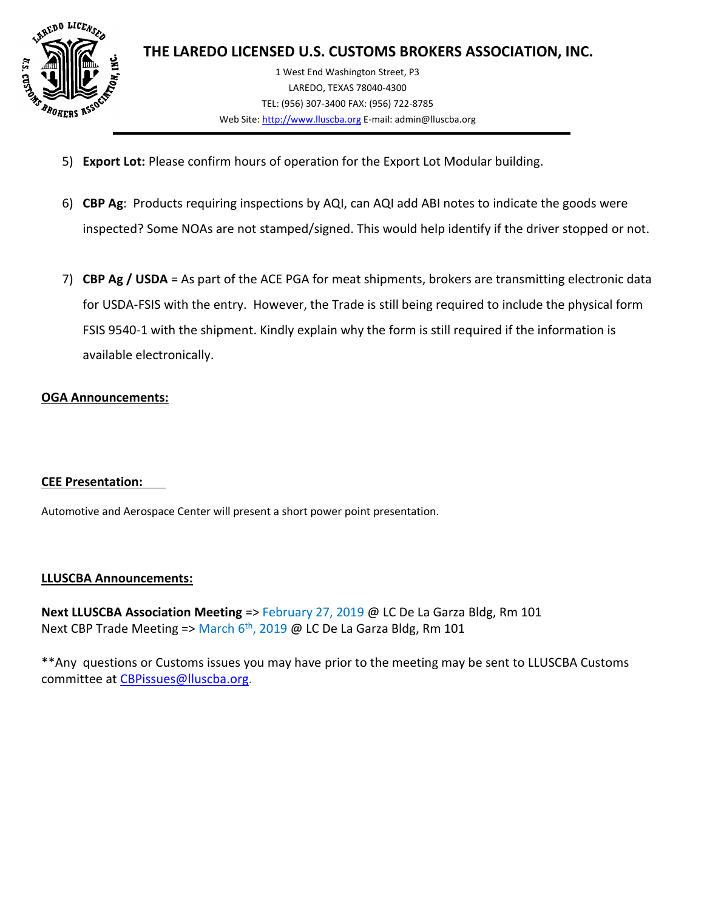5) **Export Lot:** Please confirm hours of operation for the Export Lot Modular building.

6) **CBP Ag**: Products requiring inspections by AQI, can AQI add ABI notes to indicate the goods were inspected? Some NOAs are not stamped/signed. This would help identify if the driver stopped or not.

7) **CBP Ag / USDA** = As part of the ACE PGA for meat shipments, brokers are transmitting electronic data for USDA-FSIS with the entry. However, the Trade is still being required to include the physical form FSIS 9540-1 with the shipment. Kindly explain why the form is still required if the information is available electronically.

**OGA Announcements:**

**CEE Presentation:**

Automotive and Aerospace Center will present a short power point presentation.

**LLUSCBA Announcements:**

**Next LLUSCBA Association Meeting** => February 27, 2019 @ LC De La Garza Bldg, Rm 101
Next CBP Trade Meeting => March 6th, 2019 @ LC De La Garza Bldg, Rm 101

**Any questions or Customs issues you may have prior to the meeting may be sent to LLUSCBA Customs committee at CBPissues@lluscba.org.